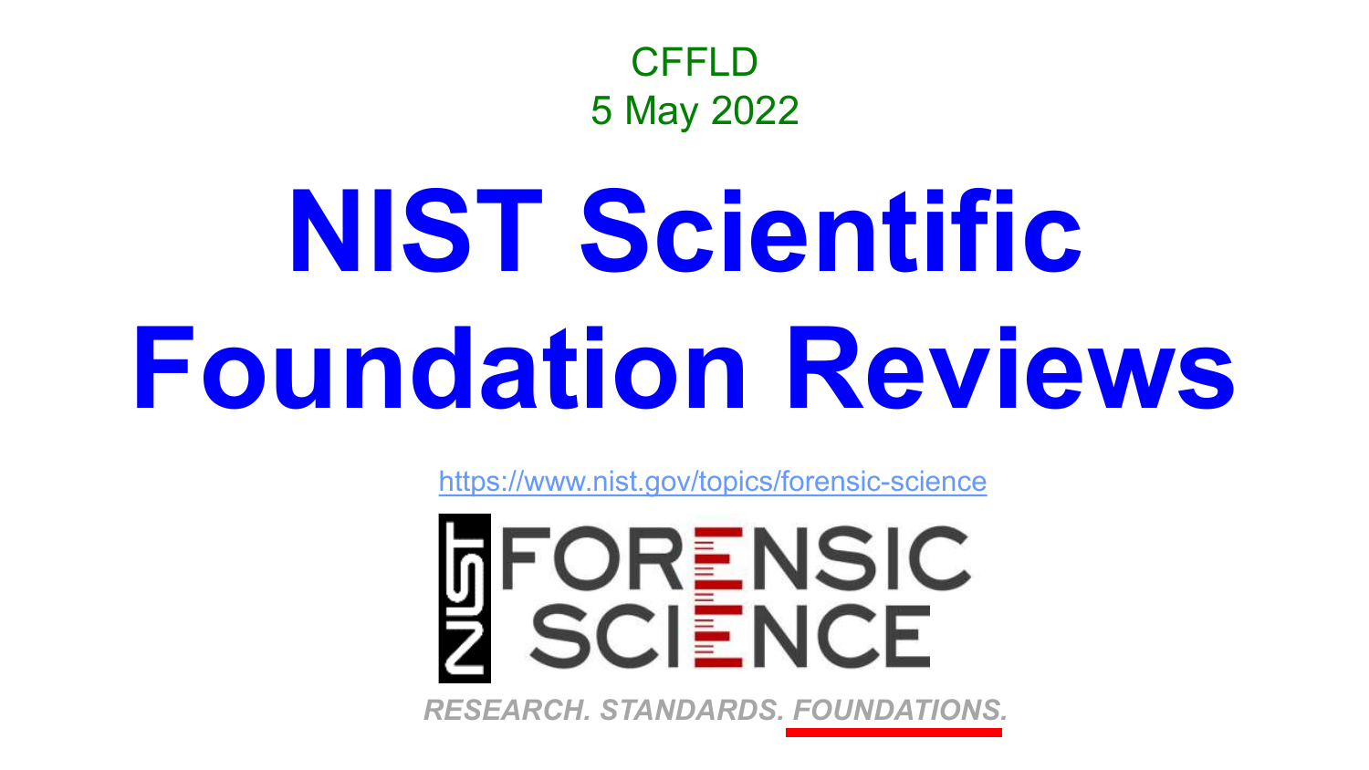CFFLD
5 May 2022

# NIST Scientific Foundation Reviews

https://www.nist.gov/topics/forensic-science

NIST FORENSIC SCIENCE

*RESEARCH. STANDARDS. FOUNDATIONS.*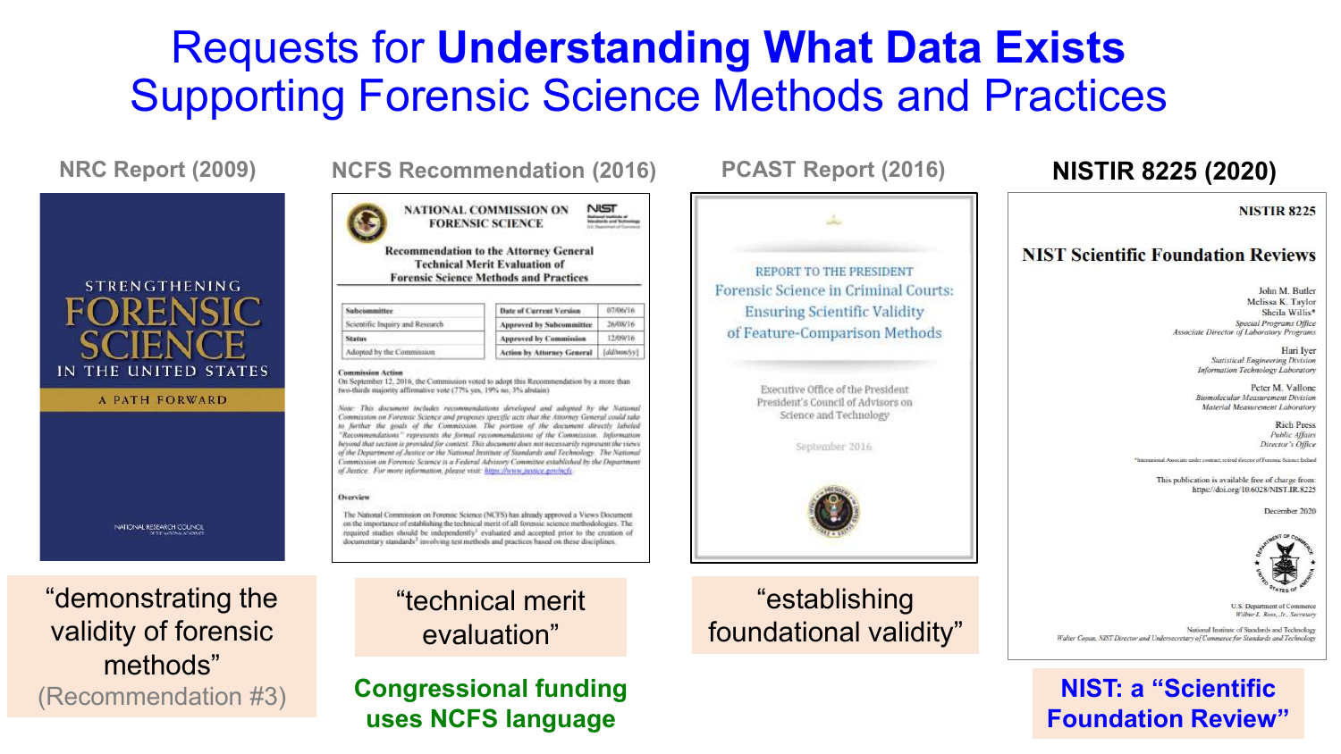# Requests for **Understanding What Data Exists** Supporting Forensic Science Methods and Practices

## NRC Report (2009)

STRENGTHENING FORENSIC SCIENCE IN THE UNITED STATES
A PATH FORWARD

NATIONAL RESEARCH COUNCIL

"demonstrating the validity of forensic methods"
(Recommendation #3)

## NCFS Recommendation (2016)

NATIONAL COMMISSION ON FORENSIC SCIENCE

Recommendation to the Attorney General
Technical Merit Evaluation of
Forensic Science Methods and Practices

"technical merit evaluation"

**Congressional funding uses NCFS language**

## PCAST Report (2016)

REPORT TO THE PRESIDENT
Forensic Science in Criminal Courts:
Ensuring Scientific Validity
of Feature-Comparison Methods

Executive Office of the President
President's Council of Advisors on
Science and Technology

September 2016

"establishing foundational validity"

## NISTIR 8225 (2020)

NISTIR 8225

NIST Scientific Foundation Reviews

John M. Butler
Melissa K. Taylor
Sheila Willis*
*Special Programs Office*
*Associate Director of Laboratory Programs*

Hari Iyer
*Statistical Engineering Division*
*Information Technology Laboratory*

Peter M. Vallone
*Biomolecular Measurement Division*
*Material Measurement Laboratory*

Rich Press
*Public Affairs*
*Director's Office*

*International Associate under contract, retired director of Forensic Science Ireland

This publication is available free of charge from:
https://doi.org/10.6028/NIST.IR.8225

December 2020

U.S. Department of Commerce
*Wilbur L. Ross, Jr., Secretary*

National Institute of Standards and Technology
*Walter Copan, NIST Director and Undersecretary of Commerce for Standards and Technology*

**NIST: a "Scientific Foundation Review"**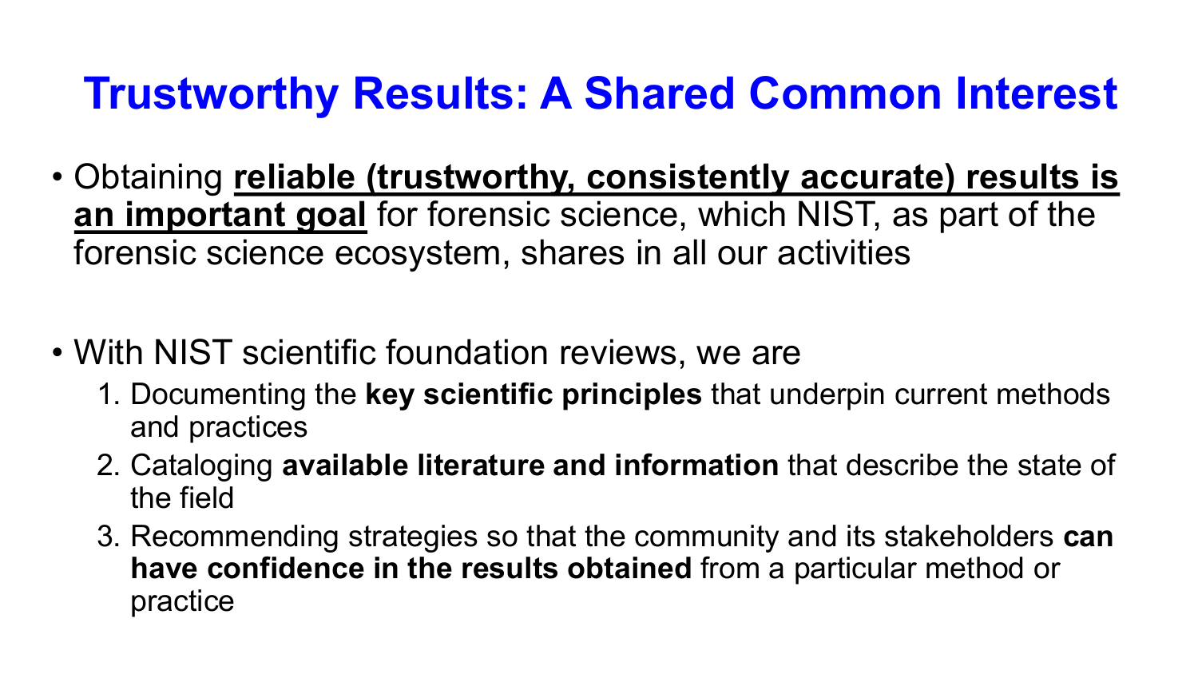# Trustworthy Results: A Shared Common Interest

- Obtaining **reliable (trustworthy, consistently accurate) results is an important goal** for forensic science, which NIST, as part of the forensic science ecosystem, shares in all our activities

- With NIST scientific foundation reviews, we are
  1. Documenting the **key scientific principles** that underpin current methods and practices
  2. Cataloging **available literature and information** that describe the state of the field
  3. Recommending strategies so that the community and its stakeholders **can have confidence in the results obtained** from a particular method or practice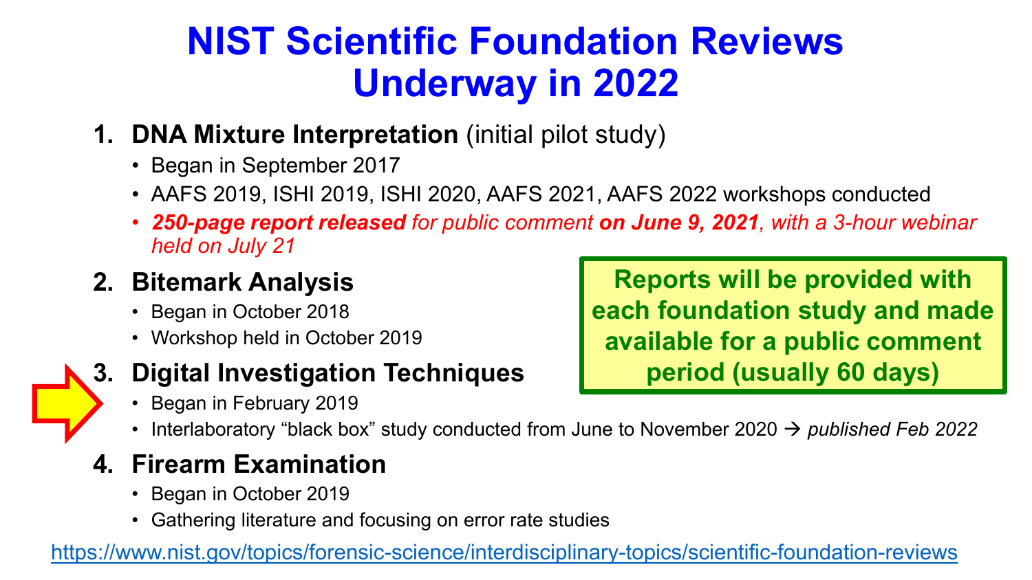# NIST Scientific Foundation Reviews Underway in 2022

1. **DNA Mixture Interpretation** (initial pilot study)
   - Began in September 2017
   - AAFS 2019, ISHI 2019, ISHI 2020, AAFS 2021, AAFS 2022 workshops conducted
   - ***250-page report released** for public comment **on June 9, 2021**, with a 3-hour webinar held on July 21*
2. **Bitemark Analysis**
   - Began in October 2018
   - Workshop held in October 2019
3. **Digital Investigation Techniques**
   - Began in February 2019
   - Interlaboratory "black box" study conducted from June to November 2020 → *published Feb 2022*
4. **Firearm Examination**
   - Began in October 2019
   - Gathering literature and focusing on error rate studies

**Reports will be provided with each foundation study and made available for a public comment period (usually 60 days)**

https://www.nist.gov/topics/forensic-science/interdisciplinary-topics/scientific-foundation-reviews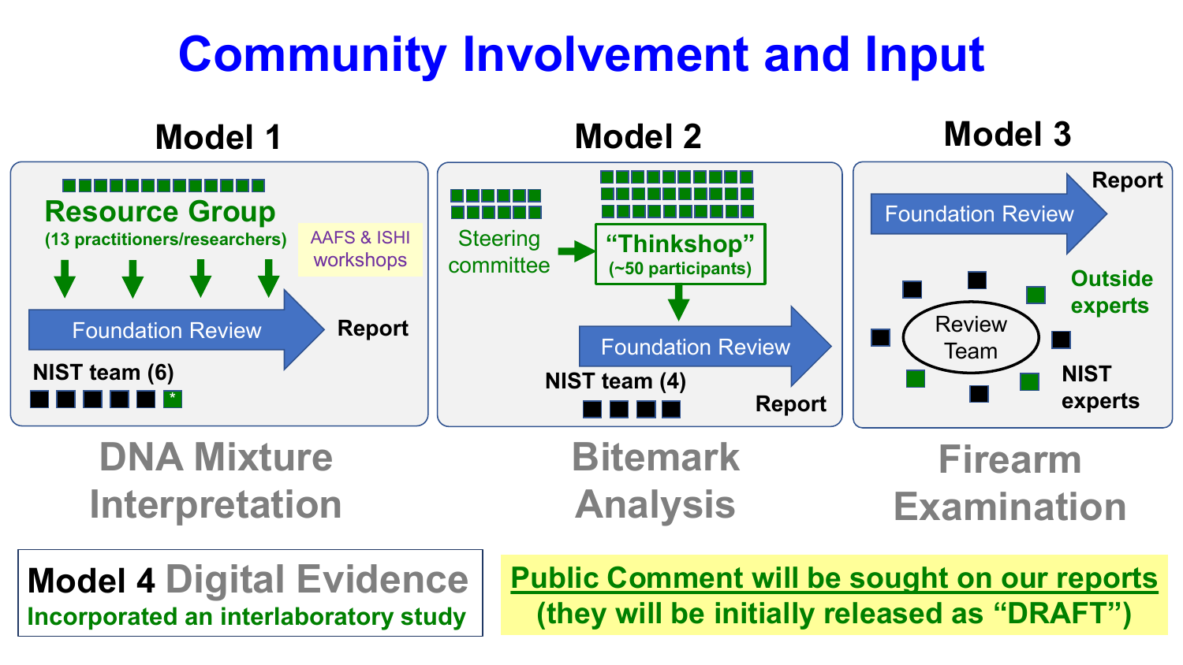# Community Involvement and Input

## Model 1

**Resource Group**
(13 practitioners/researchers)

AAFS & ISHI workshops

Foundation Review → **Report**

**NIST team (6)**

*

### DNA Mixture Interpretation

## Model 2

Steering committee → **"Thinkshop"** (~50 participants)

Foundation Review → **Report**

**NIST team (4)**

### Bitemark Analysis

## Model 3

Foundation Review → **Report**

Review Team

**Outside experts**

**NIST experts**

### Firearm Examination

**Model 4** Digital Evidence
**Incorporated an interlaboratory study**

**Public Comment will be sought on our reports**
**(they will be initially released as "DRAFT")**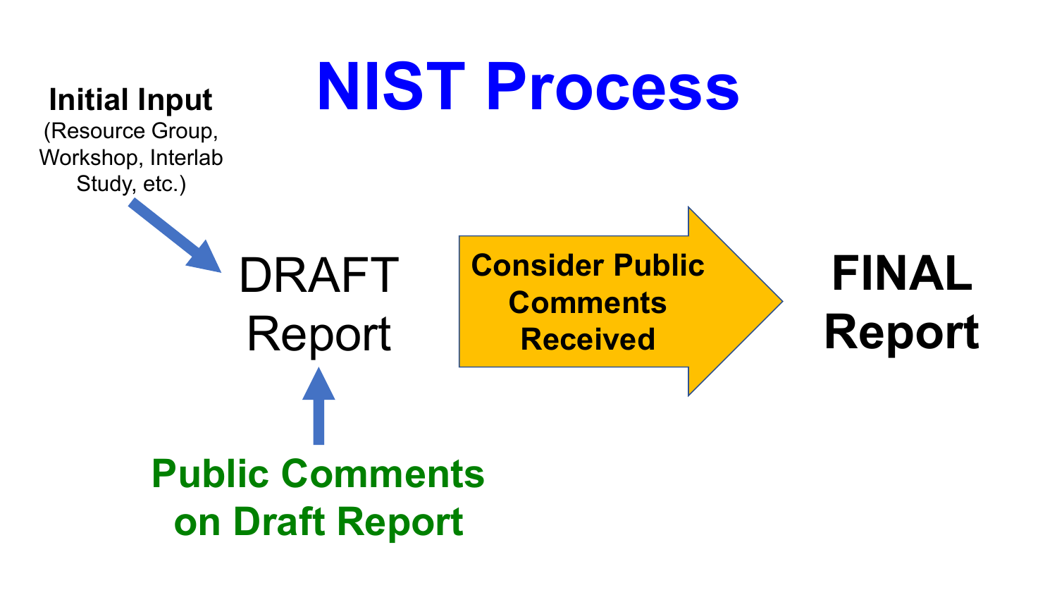# NIST Process

**Initial Input**
(Resource Group, Workshop, Interlab Study, etc.)

DRAFT Report

**Consider Public Comments Received**

**FINAL Report**

**Public Comments on Draft Report**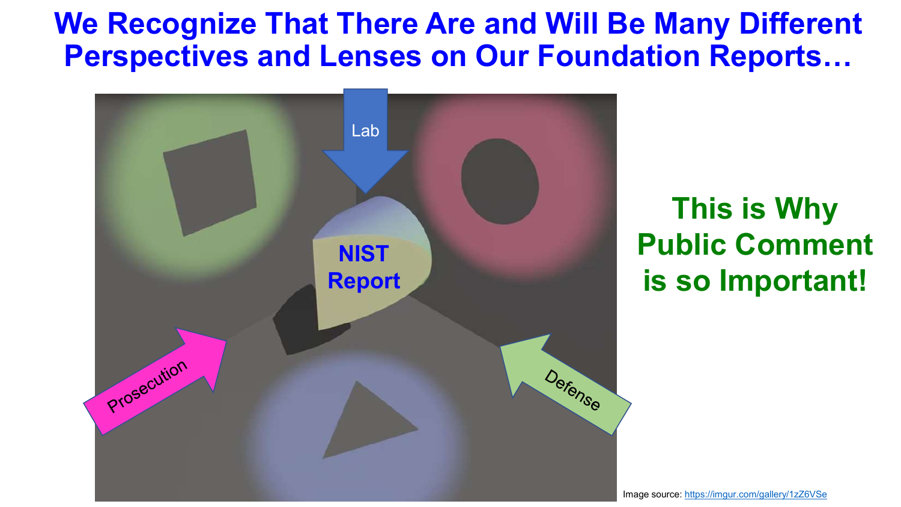# We Recognize That There Are and Will Be Many Different Perspectives and Lenses on Our Foundation Reports…

Lab

NIST Report

Prosecution

Defense

**This is Why Public Comment is so Important!**

Image source: https://imgur.com/gallery/1zZ6VSe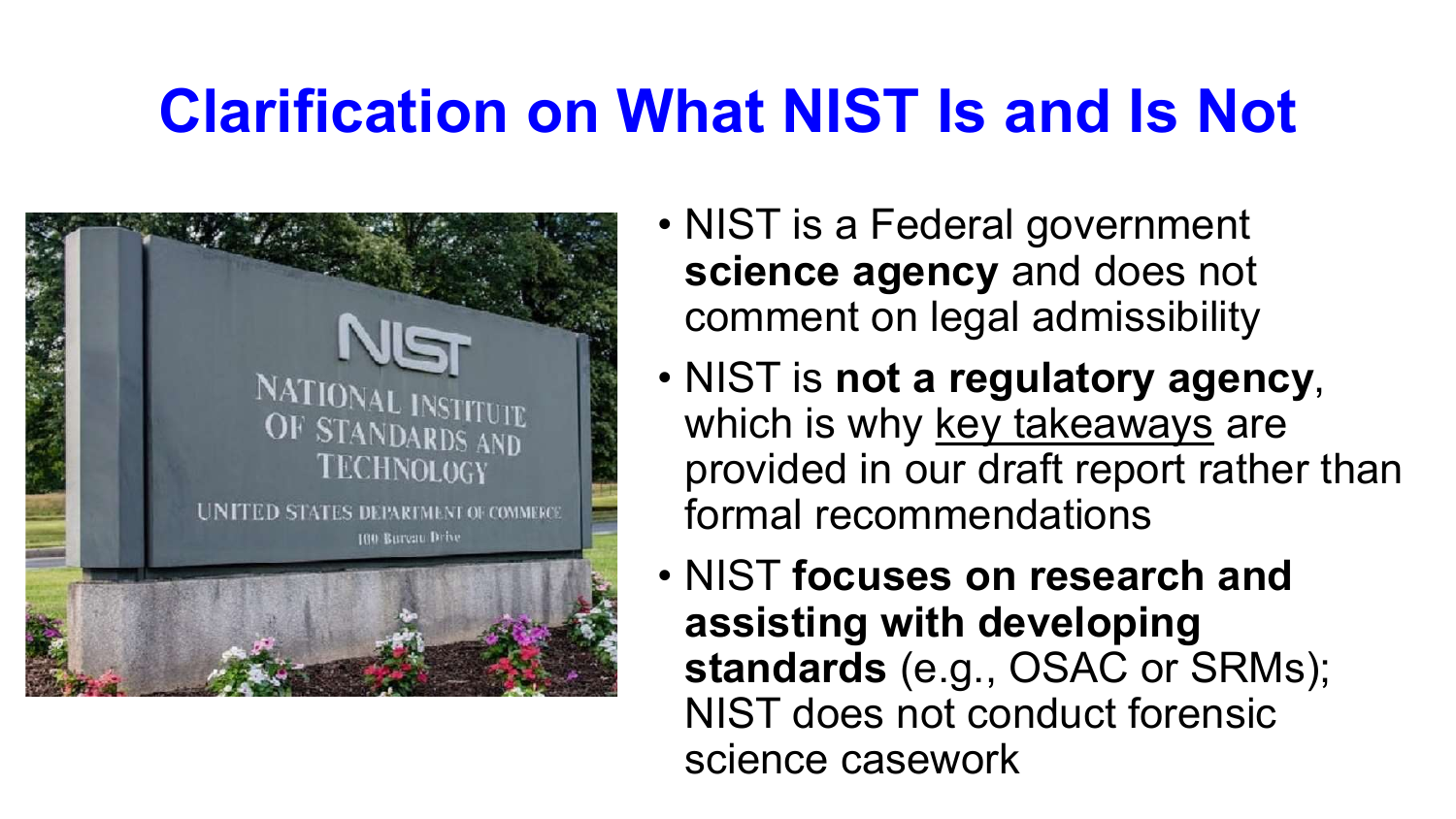# Clarification on What NIST Is and Is Not

- NIST is a Federal government **science agency** and does not comment on legal admissibility
- NIST is **not a regulatory agency**, which is why key takeaways are provided in our draft report rather than formal recommendations
- NIST **focuses on research and assisting with developing standards** (e.g., OSAC or SRMs); NIST does not conduct forensic science casework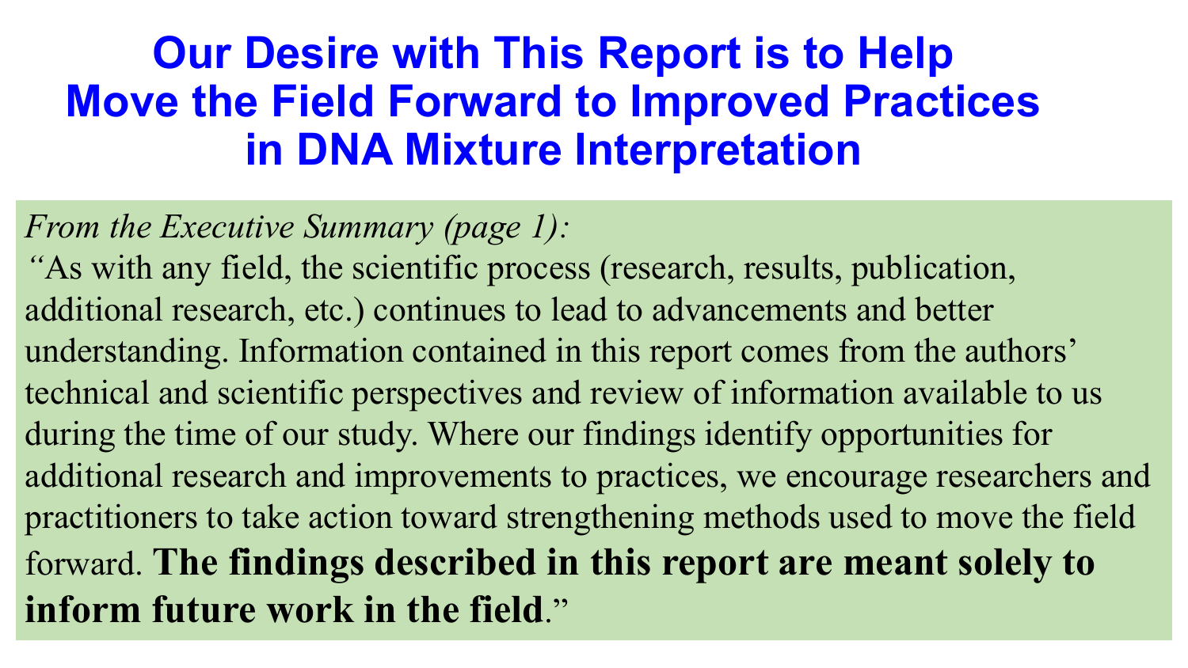# Our Desire with This Report is to Help Move the Field Forward to Improved Practices in DNA Mixture Interpretation

*From the Executive Summary (page 1):*

"As with any field, the scientific process (research, results, publication, additional research, etc.) continues to lead to advancements and better understanding. Information contained in this report comes from the authors' technical and scientific perspectives and review of information available to us during the time of our study. Where our findings identify opportunities for additional research and improvements to practices, we encourage researchers and practitioners to take action toward strengthening methods used to move the field forward. **The findings described in this report are meant solely to inform future work in the field**."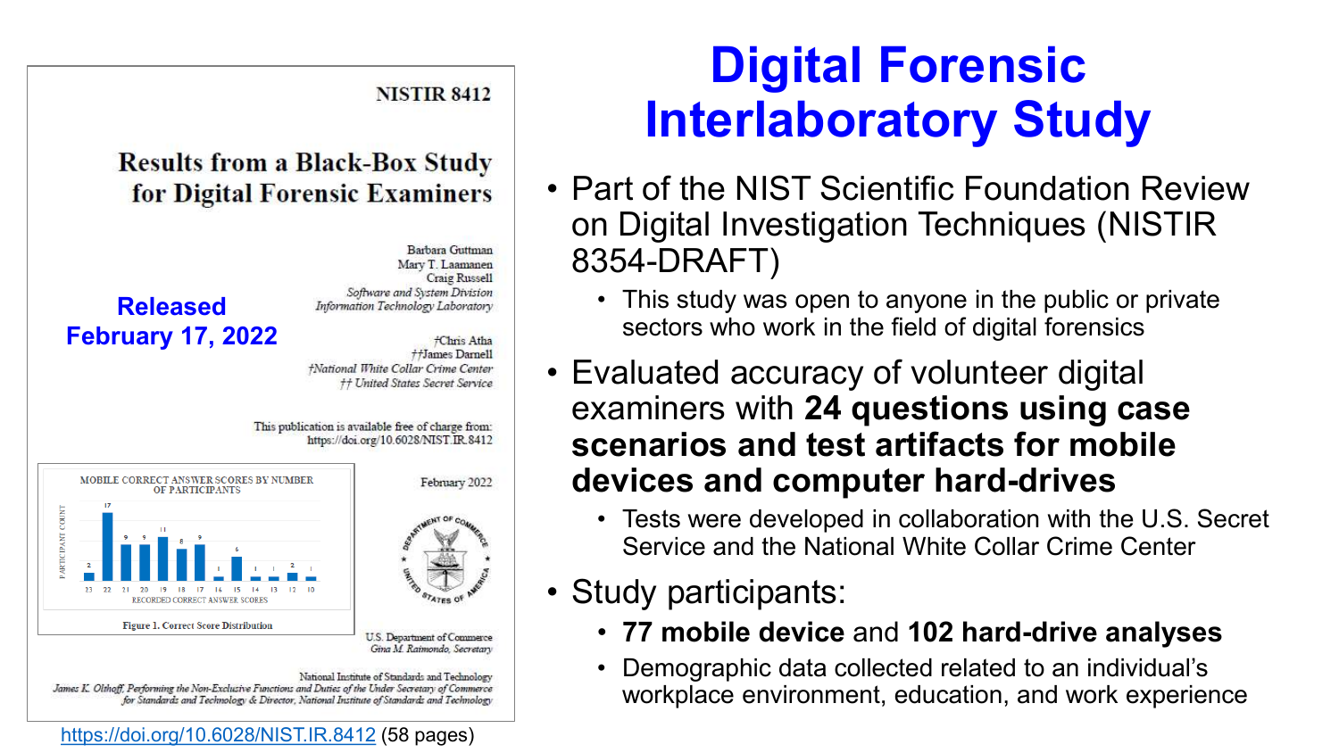# Digital Forensic Interlaboratory Study

NISTIR 8412

**Results from a Black-Box Study for Digital Forensic Examiners**

Barbara Guttman
Mary T. Laamanen
Craig Russell
*Software and System Division*
*Information Technology Laboratory*

†Chris Atha
††James Darnell
*†National White Collar Crime Center*
*†† United States Secret Service*

This publication is available free of charge from:
https://doi.org/10.6028/NIST.IR.8412

February 2022

MOBILE CORRECT ANSWER SCORES BY NUMBER OF PARTICIPANTS

| Recorded correct answer scores | 23 | 22 | 21 | 20 | 19 | 18 | 17 | 16 | 15 | 14 | 13 | 12 | 10 |
|---|---|---|---|---|---|---|---|---|---|---|---|---|---|
| Participant count | 2 | 17 | 9 | 9 | 11 | 8 | 9 | 1 | 6 | 1 | 1 | 2 | 1 |

Figure 1. Correct Score Distribution

U.S. Department of Commerce
*Gina M. Raimondo, Secretary*

National Institute of Standards and Technology
*James K. Olthoff, Performing the Non-Exclusive Functions and Duties of the Under Secretary of Commerce for Standards and Technology & Director, National Institute of Standards and Technology*

**Released February 17, 2022**

https://doi.org/10.6028/NIST.IR.8412 (58 pages)

- Part of the NIST Scientific Foundation Review on Digital Investigation Techniques (NISTIR 8354-DRAFT)
  - This study was open to anyone in the public or private sectors who work in the field of digital forensics
- Evaluated accuracy of volunteer digital examiners with **24 questions using case scenarios and test artifacts for mobile devices and computer hard-drives**
  - Tests were developed in collaboration with the U.S. Secret Service and the National White Collar Crime Center
- Study participants:
  - **77 mobile device** and **102 hard-drive analyses**
  - Demographic data collected related to an individual's workplace environment, education, and work experience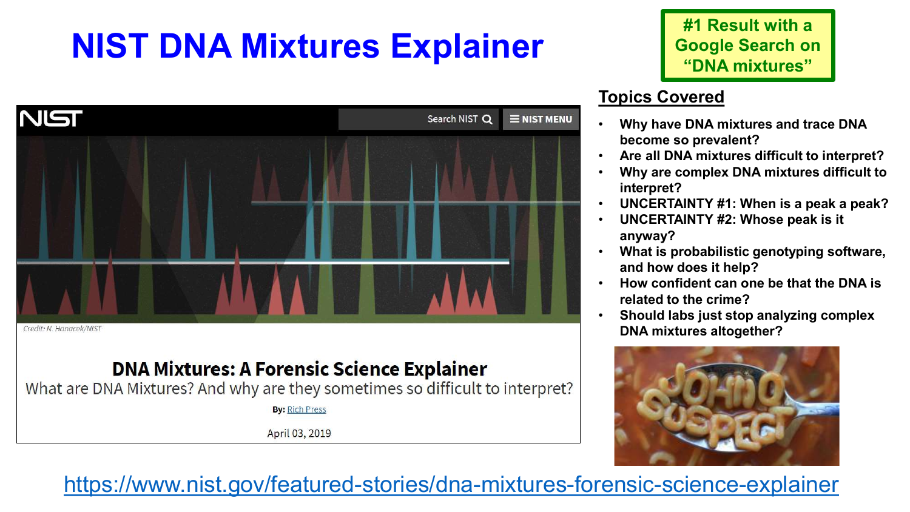# NIST DNA Mixtures Explainer

**#1 Result with a Google Search on "DNA mixtures"**

NIST | Search NIST | NIST MENU

Credit: N. Hanacek/NIST

## DNA Mixtures: A Forensic Science Explainer

What are DNA Mixtures? And why are they sometimes so difficult to interpret?

By: Rich Press

April 03, 2019

## Topics Covered

- Why have DNA mixtures and trace DNA become so prevalent?
- Are all DNA mixtures difficult to interpret?
- Why are complex DNA mixtures difficult to interpret?
- UNCERTAINTY #1: When is a peak a peak?
- UNCERTAINTY #2: Whose peak is it anyway?
- What is probabilistic genotyping software, and how does it help?
- How confident can one be that the DNA is related to the crime?
- Should labs just stop analyzing complex DNA mixtures altogether?

https://www.nist.gov/featured-stories/dna-mixtures-forensic-science-explainer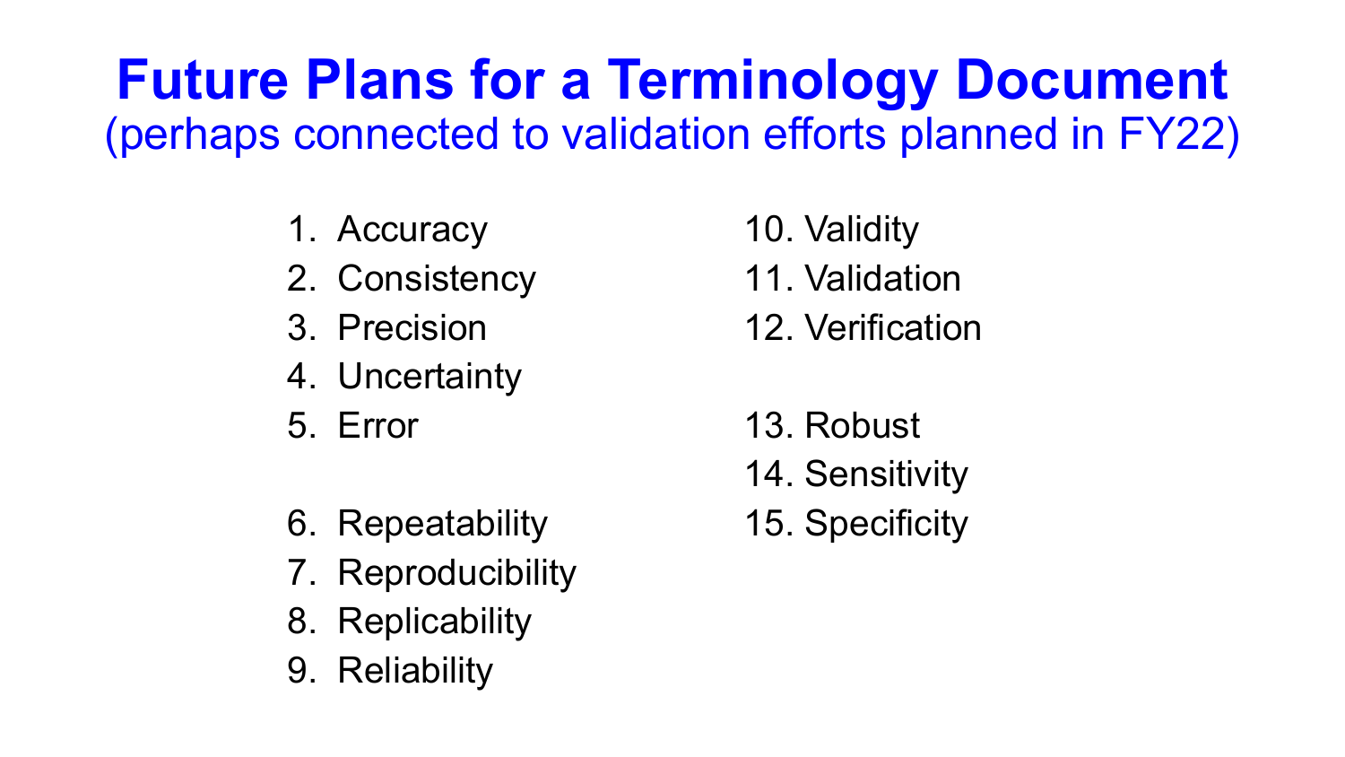# Future Plans for a Terminology Document

(perhaps connected to validation efforts planned in FY22)

1. Accuracy
2. Consistency
3. Precision
4. Uncertainty
5. Error

6. Repeatability
7. Reproducibility
8. Replicability
9. Reliability

10. Validity
11. Validation
12. Verification

13. Robust
14. Sensitivity
15. Specificity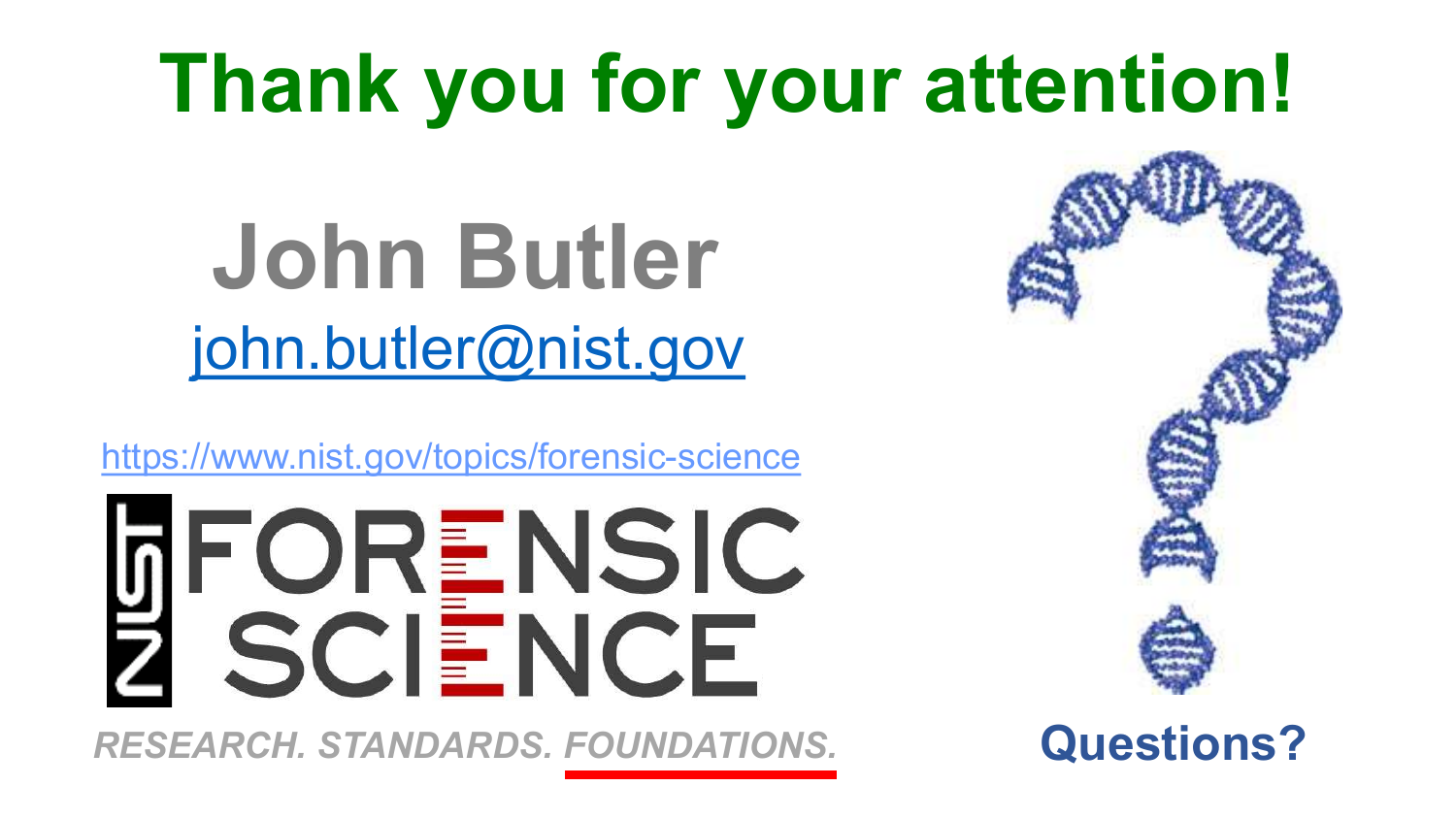# Thank you for your attention!

## John Butler

[john.butler@nist.gov](mailto:john.butler@nist.gov)

https://www.nist.gov/topics/forensic-science

NIST FORENSIC SCIENCE

*RESEARCH. STANDARDS. FOUNDATIONS.*

**Questions?**